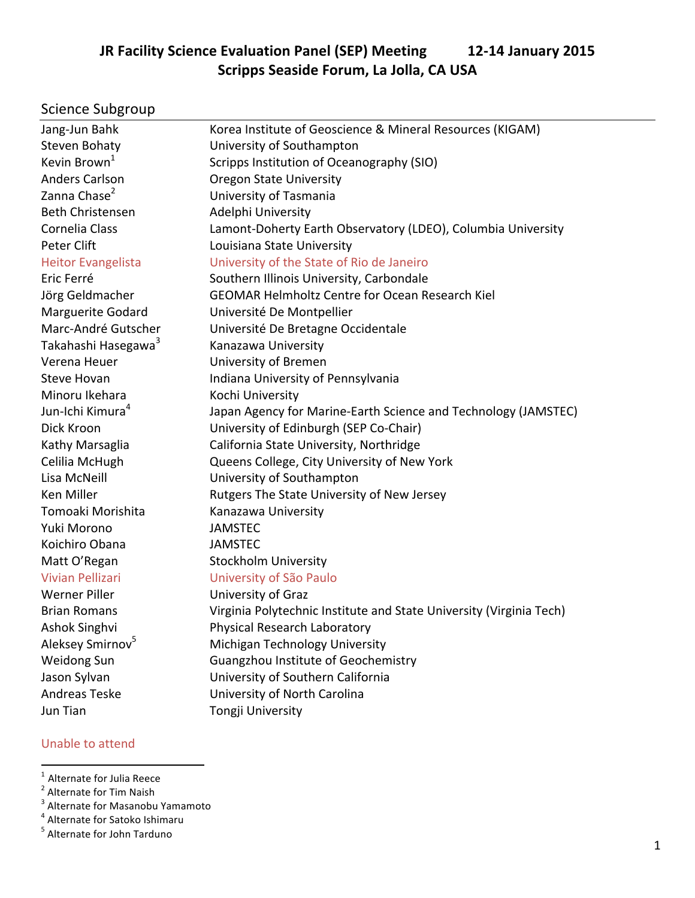# JR Facility Science Evaluation Panel (SEP) Meeting 12-14 January 2015
# Scripps Seaside Forum, La Jolla, CA USA

## Science Subgroup

| | |
|---|---|
| Jang-Jun Bahk | Korea Institute of Geoscience & Mineral Resources (KIGAM) |
| Steven Bohaty | University of Southampton |
| Kevin Brown[1] | Scripps Institution of Oceanography (SIO) |
| Anders Carlson | Oregon State University |
| Zanna Chase[2] | University of Tasmania |
| Beth Christensen | Adelphi University |
| Cornelia Class | Lamont-Doherty Earth Observatory (LDEO), Columbia University |
| Peter Clift | Louisiana State University |
| Heitor Evangelista | University of the State of Rio de Janeiro |
| Eric Ferré | Southern Illinois University, Carbondale |
| Jörg Geldmacher | GEOMAR Helmholtz Centre for Ocean Research Kiel |
| Marguerite Godard | Université De Montpellier |
| Marc-André Gutscher | Université De Bretagne Occidentale |
| Takahashi Hasegawa[3] | Kanazawa University |
| Verena Heuer | University of Bremen |
| Steve Hovan | Indiana University of Pennsylvania |
| Minoru Ikehara | Kochi University |
| Jun-Ichi Kimura[4] | Japan Agency for Marine-Earth Science and Technology (JAMSTEC) |
| Dick Kroon | University of Edinburgh (SEP Co-Chair) |
| Kathy Marsaglia | California State University, Northridge |
| Celilia McHugh | Queens College, City University of New York |
| Lisa McNeill | University of Southampton |
| Ken Miller | Rutgers The State University of New Jersey |
| Tomoaki Morishita | Kanazawa University |
| Yuki Morono | JAMSTEC |
| Koichiro Obana | JAMSTEC |
| Matt O'Regan | Stockholm University |
| Vivian Pellizari | University of São Paulo |
| Werner Piller | University of Graz |
| Brian Romans | Virginia Polytechnic Institute and State University (Virginia Tech) |
| Ashok Singhvi | Physical Research Laboratory |
| Aleksey Smirnov[5] | Michigan Technology University |
| Weidong Sun | Guangzhou Institute of Geochemistry |
| Jason Sylvan | University of Southern California |
| Andreas Teske | University of North Carolina |
| Jun Tian | Tongji University |

Unable to attend (Heitor Evangelista, Vivian Pellizari)

[1] Alternate for Julia Reece
[2] Alternate for Tim Naish
[3] Alternate for Masanobu Yamamoto
[4] Alternate for Satoko Ishimaru
[5] Alternate for John Tarduno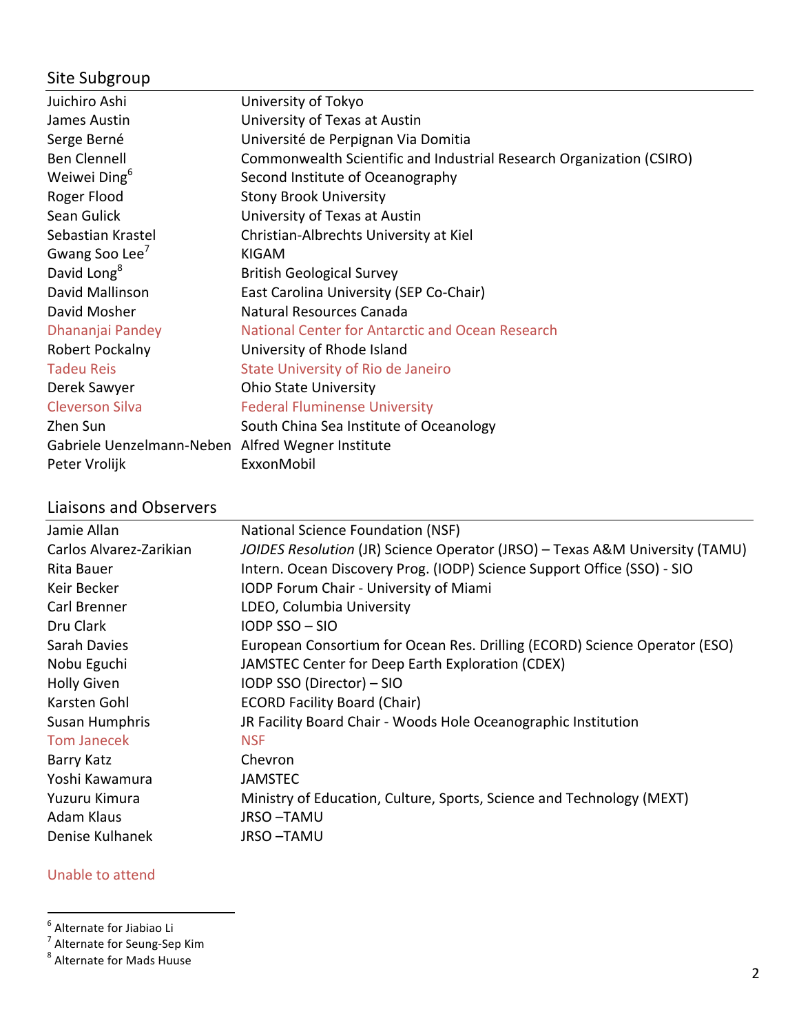## Site Subgroup

| | |
|---|---|
| Juichiro Ashi | University of Tokyo |
| James Austin | University of Texas at Austin |
| Serge Berné | Université de Perpignan Via Domitia |
| Ben Clennell | Commonwealth Scientific and Industrial Research Organization (CSIRO) |
| Weiwei Ding[6] | Second Institute of Oceanography |
| Roger Flood | Stony Brook University |
| Sean Gulick | University of Texas at Austin |
| Sebastian Krastel | Christian-Albrechts University at Kiel |
| Gwang Soo Lee[7] | KIGAM |
| David Long[8] | British Geological Survey |
| David Mallinson | East Carolina University (SEP Co-Chair) |
| David Mosher | Natural Resources Canada |
| Dhananjai Pandey | National Center for Antarctic and Ocean Research |
| Robert Pockalny | University of Rhode Island |
| Tadeu Reis | State University of Rio de Janeiro |
| Derek Sawyer | Ohio State University |
| Cleverson Silva | Federal Fluminense University |
| Zhen Sun | South China Sea Institute of Oceanology |
| Gabriele Uenzelmann-Neben | Alfred Wegner Institute |
| Peter Vrolijk | ExxonMobil |

## Liaisons and Observers

| | |
|---|---|
| Jamie Allan | National Science Foundation (NSF) |
| Carlos Alvarez-Zarikian | *JOIDES Resolution* (JR) Science Operator (JRSO) – Texas A&M University (TAMU) |
| Rita Bauer | Intern. Ocean Discovery Prog. (IODP) Science Support Office (SSO) - SIO |
| Keir Becker | IODP Forum Chair - University of Miami |
| Carl Brenner | LDEO, Columbia University |
| Dru Clark | IODP SSO – SIO |
| Sarah Davies | European Consortium for Ocean Res. Drilling (ECORD) Science Operator (ESO) |
| Nobu Eguchi | JAMSTEC Center for Deep Earth Exploration (CDEX) |
| Holly Given | IODP SSO (Director) – SIO |
| Karsten Gohl | ECORD Facility Board (Chair) |
| Susan Humphris | JR Facility Board Chair - Woods Hole Oceanographic Institution |
| Tom Janecek | NSF |
| Barry Katz | Chevron |
| Yoshi Kawamura | JAMSTEC |
| Yuzuru Kimura | Ministry of Education, Culture, Sports, Science and Technology (MEXT) |
| Adam Klaus | JRSO –TAMU |
| Denise Kulhanek | JRSO –TAMU |

Unable to attend

[6] Alternate for Jiabiao Li
[7] Alternate for Seung-Sep Kim
[8] Alternate for Mads Huuse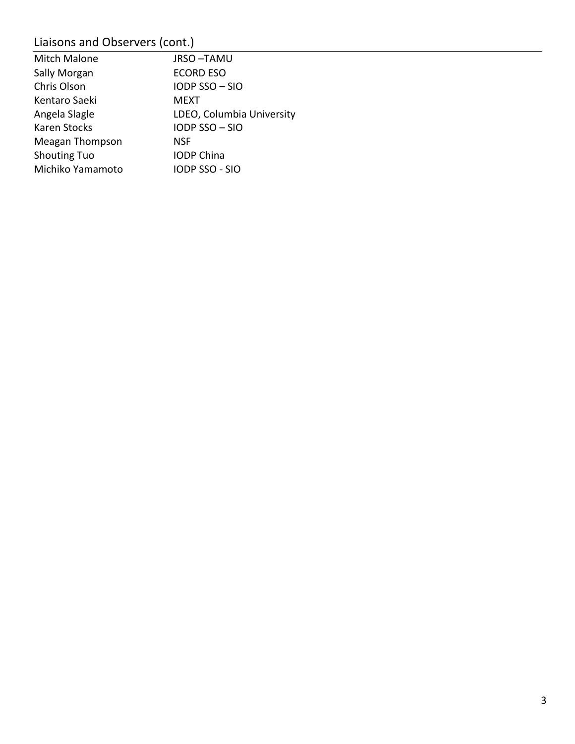## Liaisons and Observers (cont.)

| | |
|---|---|
| Mitch Malone | JRSO –TAMU |
| Sally Morgan | ECORD ESO |
| Chris Olson | IODP SSO – SIO |
| Kentaro Saeki | MEXT |
| Angela Slagle | LDEO, Columbia University |
| Karen Stocks | IODP SSO – SIO |
| Meagan Thompson | NSF |
| Shouting Tuo | IODP China |
| Michiko Yamamoto | IODP SSO - SIO |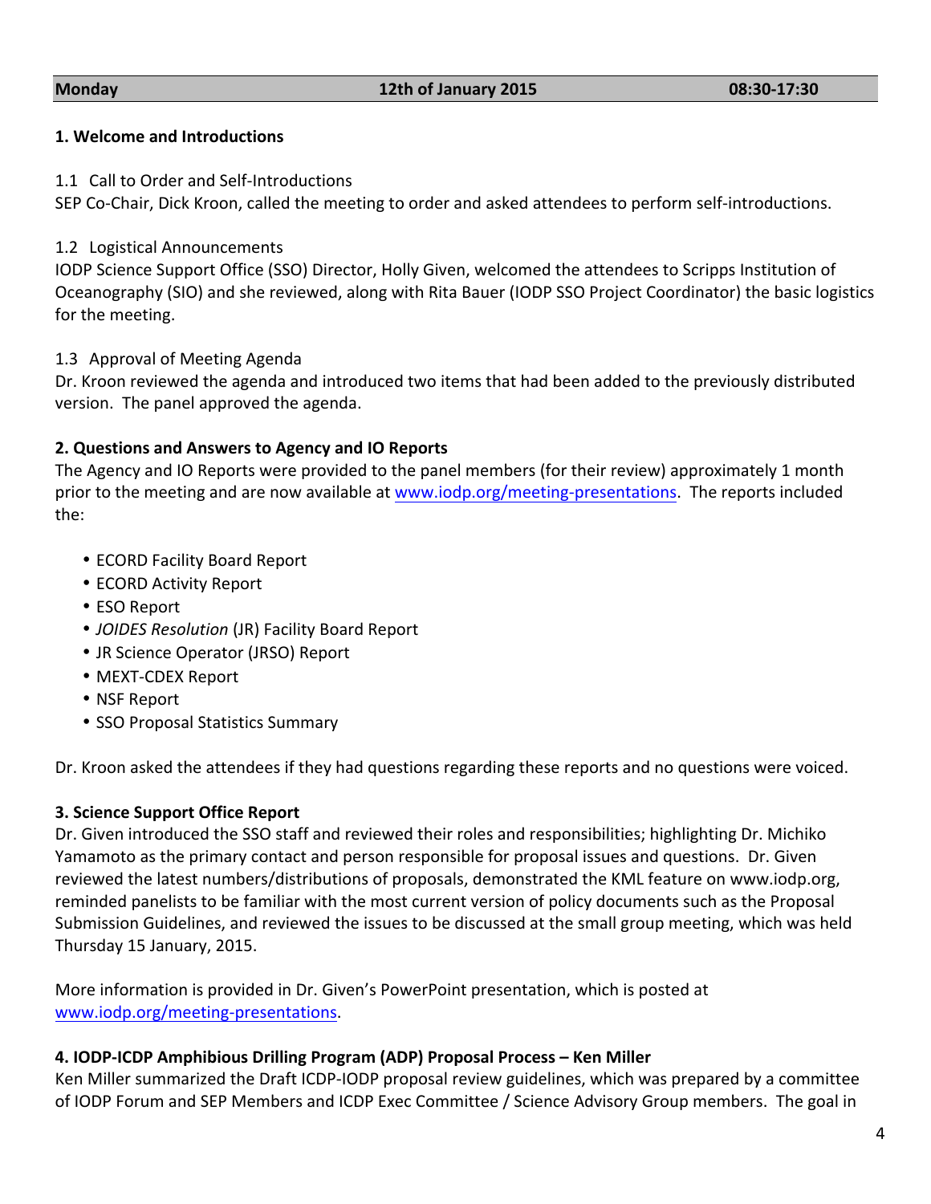| Monday | 12th of January 2015 | 08:30-17:30 |
|---|---|---|

**1. Welcome and Introductions**

1.1 Call to Order and Self-Introductions
SEP Co-Chair, Dick Kroon, called the meeting to order and asked attendees to perform self-introductions.

1.2 Logistical Announcements
IODP Science Support Office (SSO) Director, Holly Given, welcomed the attendees to Scripps Institution of Oceanography (SIO) and she reviewed, along with Rita Bauer (IODP SSO Project Coordinator) the basic logistics for the meeting.

1.3 Approval of Meeting Agenda
Dr. Kroon reviewed the agenda and introduced two items that had been added to the previously distributed version. The panel approved the agenda.

**2. Questions and Answers to Agency and IO Reports**
The Agency and IO Reports were provided to the panel members (for their review) approximately 1 month prior to the meeting and are now available at www.iodp.org/meeting-presentations. The reports included the:

- ECORD Facility Board Report
- ECORD Activity Report
- ESO Report
- *JOIDES Resolution* (JR) Facility Board Report
- JR Science Operator (JRSO) Report
- MEXT-CDEX Report
- NSF Report
- SSO Proposal Statistics Summary

Dr. Kroon asked the attendees if they had questions regarding these reports and no questions were voiced.

**3. Science Support Office Report**
Dr. Given introduced the SSO staff and reviewed their roles and responsibilities; highlighting Dr. Michiko Yamamoto as the primary contact and person responsible for proposal issues and questions. Dr. Given reviewed the latest numbers/distributions of proposals, demonstrated the KML feature on www.iodp.org, reminded panelists to be familiar with the most current version of policy documents such as the Proposal Submission Guidelines, and reviewed the issues to be discussed at the small group meeting, which was held Thursday 15 January, 2015.

More information is provided in Dr. Given's PowerPoint presentation, which is posted at www.iodp.org/meeting-presentations.

**4. IODP-ICDP Amphibious Drilling Program (ADP) Proposal Process – Ken Miller**
Ken Miller summarized the Draft ICDP-IODP proposal review guidelines, which was prepared by a committee of IODP Forum and SEP Members and ICDP Exec Committee / Science Advisory Group members. The goal in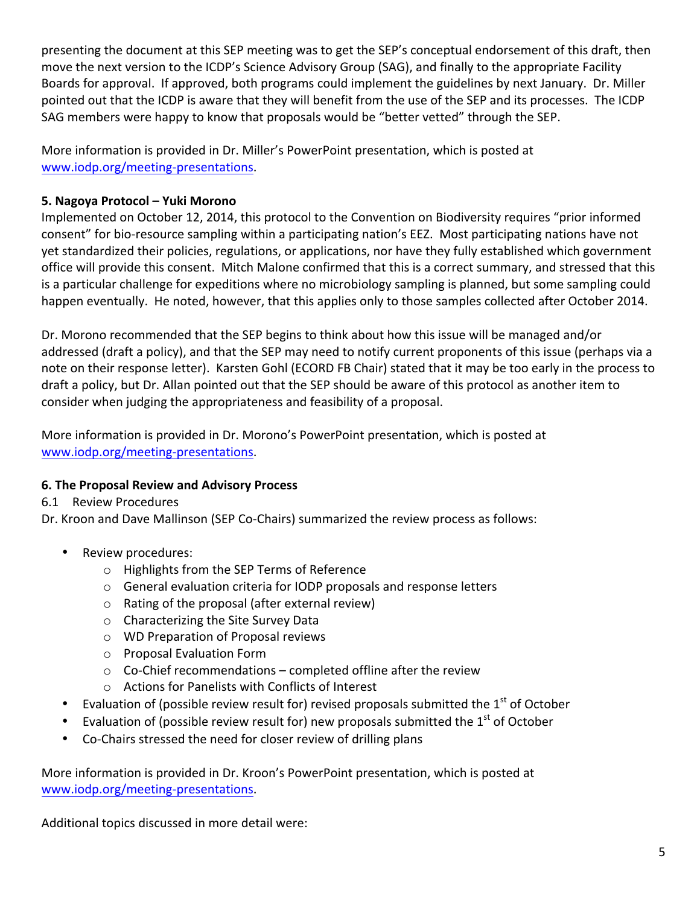presenting the document at this SEP meeting was to get the SEP's conceptual endorsement of this draft, then move the next version to the ICDP's Science Advisory Group (SAG), and finally to the appropriate Facility Boards for approval. If approved, both programs could implement the guidelines by next January. Dr. Miller pointed out that the ICDP is aware that they will benefit from the use of the SEP and its processes. The ICDP SAG members were happy to know that proposals would be "better vetted" through the SEP.

More information is provided in Dr. Miller's PowerPoint presentation, which is posted at www.iodp.org/meeting-presentations.

**5. Nagoya Protocol – Yuki Morono**

Implemented on October 12, 2014, this protocol to the Convention on Biodiversity requires "prior informed consent" for bio-resource sampling within a participating nation's EEZ. Most participating nations have not yet standardized their policies, regulations, or applications, nor have they fully established which government office will provide this consent. Mitch Malone confirmed that this is a correct summary, and stressed that this is a particular challenge for expeditions where no microbiology sampling is planned, but some sampling could happen eventually. He noted, however, that this applies only to those samples collected after October 2014.

Dr. Morono recommended that the SEP begins to think about how this issue will be managed and/or addressed (draft a policy), and that the SEP may need to notify current proponents of this issue (perhaps via a note on their response letter). Karsten Gohl (ECORD FB Chair) stated that it may be too early in the process to draft a policy, but Dr. Allan pointed out that the SEP should be aware of this protocol as another item to consider when judging the appropriateness and feasibility of a proposal.

More information is provided in Dr. Morono's PowerPoint presentation, which is posted at www.iodp.org/meeting-presentations.

**6. The Proposal Review and Advisory Process**

6.1 Review Procedures

Dr. Kroon and Dave Mallinson (SEP Co-Chairs) summarized the review process as follows:

- Review procedures:
  - Highlights from the SEP Terms of Reference
  - General evaluation criteria for IODP proposals and response letters
  - Rating of the proposal (after external review)
  - Characterizing the Site Survey Data
  - WD Preparation of Proposal reviews
  - Proposal Evaluation Form
  - Co-Chief recommendations – completed offline after the review
  - Actions for Panelists with Conflicts of Interest
- Evaluation of (possible review result for) revised proposals submitted the 1st of October
- Evaluation of (possible review result for) new proposals submitted the 1st of October
- Co-Chairs stressed the need for closer review of drilling plans

More information is provided in Dr. Kroon's PowerPoint presentation, which is posted at www.iodp.org/meeting-presentations.

Additional topics discussed in more detail were: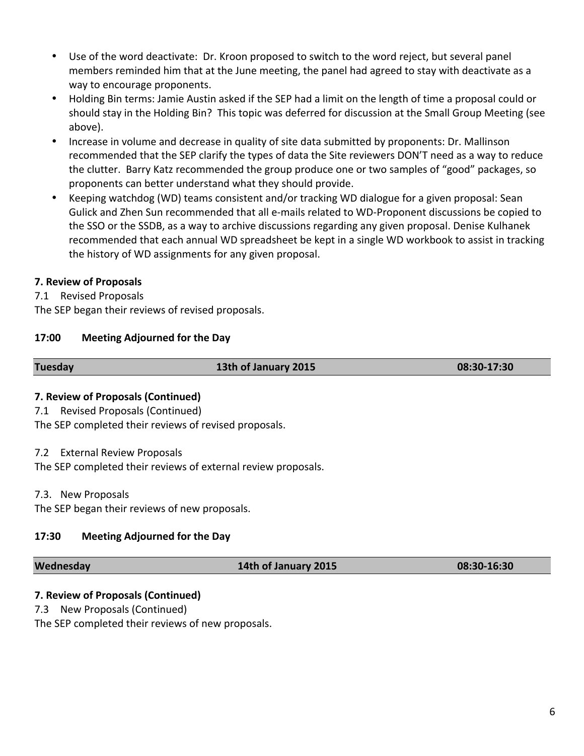- Use of the word deactivate: Dr. Kroon proposed to switch to the word reject, but several panel members reminded him that at the June meeting, the panel had agreed to stay with deactivate as a way to encourage proponents.
- Holding Bin terms: Jamie Austin asked if the SEP had a limit on the length of time a proposal could or should stay in the Holding Bin? This topic was deferred for discussion at the Small Group Meeting (see above).
- Increase in volume and decrease in quality of site data submitted by proponents: Dr. Mallinson recommended that the SEP clarify the types of data the Site reviewers DON'T need as a way to reduce the clutter. Barry Katz recommended the group produce one or two samples of "good" packages, so proponents can better understand what they should provide.
- Keeping watchdog (WD) teams consistent and/or tracking WD dialogue for a given proposal: Sean Gulick and Zhen Sun recommended that all e-mails related to WD-Proponent discussions be copied to the SSO or the SSDB, as a way to archive discussions regarding any given proposal. Denise Kulhanek recommended that each annual WD spreadsheet be kept in a single WD workbook to assist in tracking the history of WD assignments for any given proposal.

**7. Review of Proposals**

7.1 Revised Proposals

The SEP began their reviews of revised proposals.

**17:00 Meeting Adjourned for the Day**

| **Tuesday** | **13th of January 2015** | **08:30-17:30** |
|---|---|---|

**7. Review of Proposals (Continued)**

7.1 Revised Proposals (Continued)

The SEP completed their reviews of revised proposals.

7.2 External Review Proposals

The SEP completed their reviews of external review proposals.

7.3. New Proposals

The SEP began their reviews of new proposals.

**17:30 Meeting Adjourned for the Day**

| **Wednesday** | **14th of January 2015** | **08:30-16:30** |
|---|---|---|

**7. Review of Proposals (Continued)**

7.3 New Proposals (Continued)

The SEP completed their reviews of new proposals.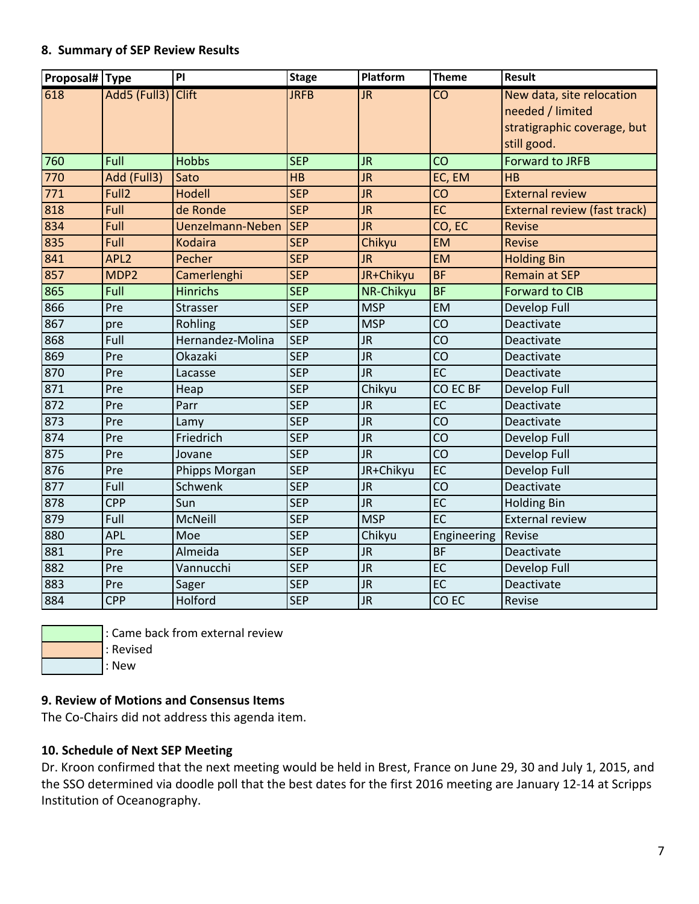### 8. Summary of SEP Review Results

| Proposal# | Type | PI | Stage | Platform | Theme | Result |
|---|---|---|---|---|---|---|
| 618 | Add5 (Full3) | Clift | JRFB | JR | CO | New data, site relocation needed / limited stratigraphic coverage, but still good. |
| 760 | Full | Hobbs | SEP | JR | CO | Forward to JRFB |
| 770 | Add (Full3) | Sato | HB | JR | EC, EM | HB |
| 771 | Full2 | Hodell | SEP | JR | CO | External review |
| 818 | Full | de Ronde | SEP | JR | EC | External review (fast track) |
| 834 | Full | Uenzelmann-Neben | SEP | JR | CO, EC | Revise |
| 835 | Full | Kodaira | SEP | Chikyu | EM | Revise |
| 841 | APL2 | Pecher | SEP | JR | EM | Holding Bin |
| 857 | MDP2 | Camerlenghi | SEP | JR+Chikyu | BF | Remain at SEP |
| 865 | Full | Hinrichs | SEP | NR-Chikyu | BF | Forward to CIB |
| 866 | Pre | Strasser | SEP | MSP | EM | Develop Full |
| 867 | pre | Rohling | SEP | MSP | CO | Deactivate |
| 868 | Full | Hernandez-Molina | SEP | JR | CO | Deactivate |
| 869 | Pre | Okazaki | SEP | JR | CO | Deactivate |
| 870 | Pre | Lacasse | SEP | JR | EC | Deactivate |
| 871 | Pre | Heap | SEP | Chikyu | CO EC BF | Develop Full |
| 872 | Pre | Parr | SEP | JR | EC | Deactivate |
| 873 | Pre | Lamy | SEP | JR | CO | Deactivate |
| 874 | Pre | Friedrich | SEP | JR | CO | Develop Full |
| 875 | Pre | Jovane | SEP | JR | CO | Develop Full |
| 876 | Pre | Phipps Morgan | SEP | JR+Chikyu | EC | Develop Full |
| 877 | Full | Schwenk | SEP | JR | CO | Deactivate |
| 878 | CPP | Sun | SEP | JR | EC | Holding Bin |
| 879 | Full | McNeill | SEP | MSP | EC | External review |
| 880 | APL | Moe | SEP | Chikyu | Engineering | Revise |
| 881 | Pre | Almeida | SEP | JR | BF | Deactivate |
| 882 | Pre | Vannucchi | SEP | JR | EC | Develop Full |
| 883 | Pre | Sager | SEP | JR | EC | Deactivate |
| 884 | CPP | Holford | SEP | JR | CO EC | Revise |

: Came back from external review (green)
: Revised (orange)
: New (blue)

### 9. Review of Motions and Consensus Items

The Co-Chairs did not address this agenda item.

### 10. Schedule of Next SEP Meeting

Dr. Kroon confirmed that the next meeting would be held in Brest, France on June 29, 30 and July 1, 2015, and the SSO determined via doodle poll that the best dates for the first 2016 meeting are January 12-14 at Scripps Institution of Oceanography.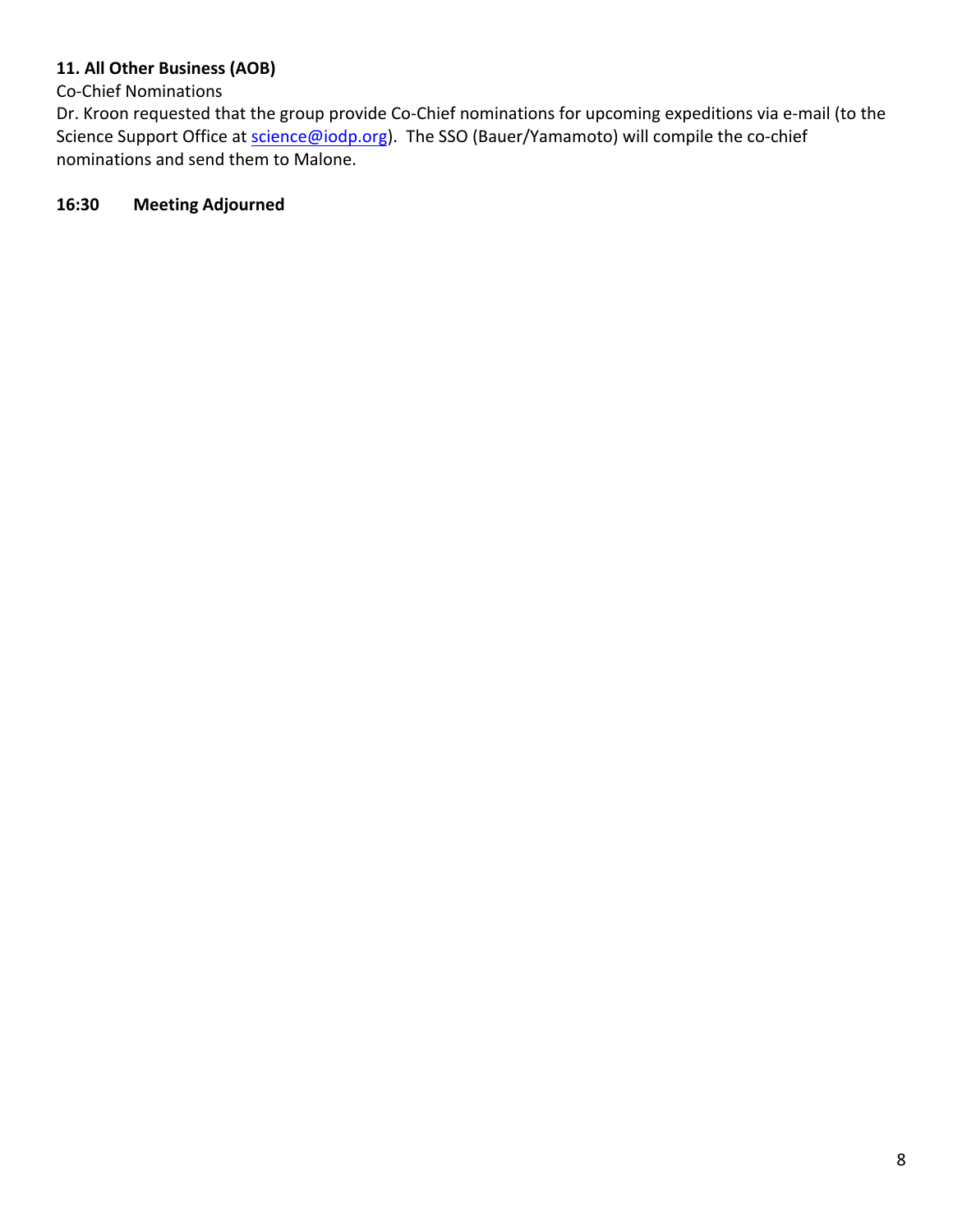### 11. All Other Business (AOB)

Co-Chief Nominations

Dr. Kroon requested that the group provide Co-Chief nominations for upcoming expeditions via e-mail (to the Science Support Office at science@iodp.org). The SSO (Bauer/Yamamoto) will compile the co-chief nominations and send them to Malone.

**16:30 Meeting Adjourned**